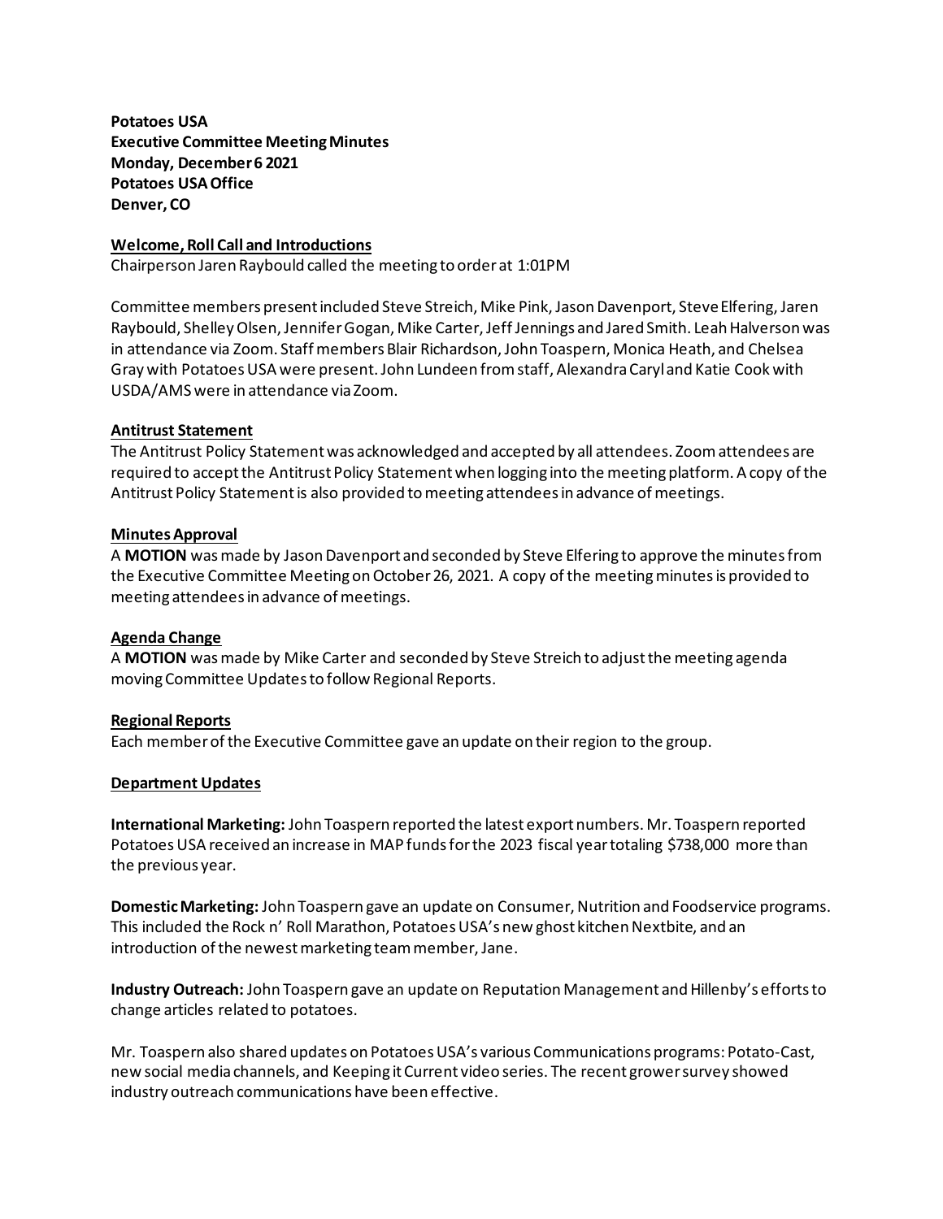**Potatoes USA**
**Executive Committee Meeting Minutes**
**Monday, December 6 2021**
**Potatoes USA Office**
**Denver, CO**

## Welcome, Roll Call and Introductions

Chairperson Jaren Raybould called the meeting to order at 1:01PM

Committee members present included Steve Streich, Mike Pink, Jason Davenport, Steve Elfering, Jaren Raybould, Shelley Olsen, Jennifer Gogan, Mike Carter, Jeff Jennings and Jared Smith. Leah Halverson was in attendance via Zoom. Staff members Blair Richardson, John Toaspern, Monica Heath, and Chelsea Gray with Potatoes USA were present. John Lundeen from staff, Alexandra Caryl and Katie Cook with USDA/AMS were in attendance via Zoom.

## Antitrust Statement

The Antitrust Policy Statement was acknowledged and accepted by all attendees. Zoom attendees are required to accept the Antitrust Policy Statement when logging into the meeting platform. A copy of the Antitrust Policy Statement is also provided to meeting attendees in advance of meetings.

## Minutes Approval

A **MOTION** was made by Jason Davenport and seconded by Steve Elfering to approve the minutes from the Executive Committee Meeting on October 26, 2021. A copy of the meeting minutes is provided to meeting attendees in advance of meetings.

## Agenda Change

A **MOTION** was made by Mike Carter and seconded by Steve Streich to adjust the meeting agenda moving Committee Updates to follow Regional Reports.

## Regional Reports

Each member of the Executive Committee gave an update on their region to the group.

## Department Updates

**International Marketing:** John Toaspern reported the latest export numbers. Mr. Toaspern reported Potatoes USA received an increase in MAP funds for the 2023 fiscal year totaling $738,000 more than the previous year.

**Domestic Marketing:** John Toaspern gave an update on Consumer, Nutrition and Foodservice programs. This included the Rock n' Roll Marathon, Potatoes USA's new ghost kitchen Nextbite, and an introduction of the newest marketing team member, Jane.

**Industry Outreach:** John Toaspern gave an update on Reputation Management and Hillenby's efforts to change articles related to potatoes.

Mr. Toaspern also shared updates on Potatoes USA's various Communications programs: Potato-Cast, new social media channels, and Keeping it Current video series. The recent grower survey showed industry outreach communications have been effective.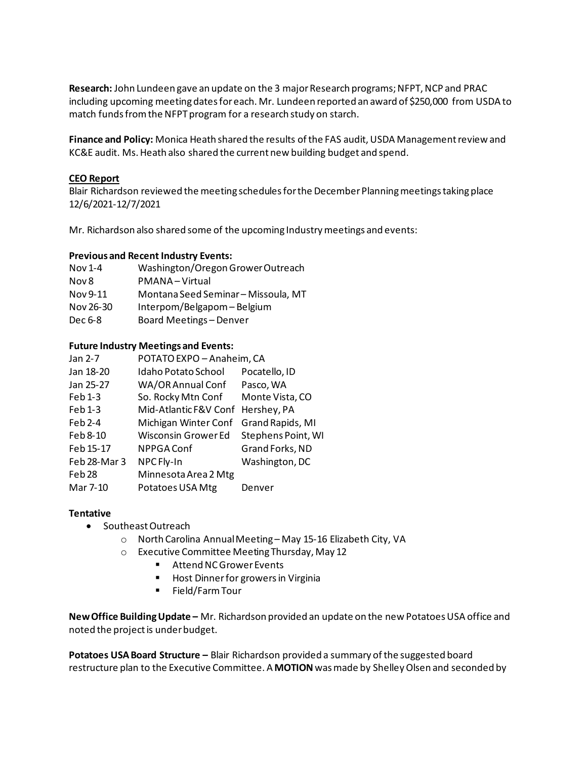**Research:** John Lundeen gave an update on the 3 major Research programs; NFPT, NCP and PRAC including upcoming meeting dates for each. Mr. Lundeen reported an award of $250,000 from USDA to match funds from the NFPT program for a research study on starch.

**Finance and Policy:** Monica Heath shared the results of the FAS audit, USDA Management review and KC&E audit. Ms. Heath also shared the current new building budget and spend.

**CEO Report**

Blair Richardson reviewed the meeting schedules for the December Planning meetings taking place 12/6/2021-12/7/2021

Mr. Richardson also shared some of the upcoming Industry meetings and events:

**Previous and Recent Industry Events:**

| | |
|---|---|
| Nov 1-4 | Washington/Oregon Grower Outreach |
| Nov 8 | PMANA – Virtual |
| Nov 9-11 | Montana Seed Seminar – Missoula, MT |
| Nov 26-30 | Interpom/Belgapom – Belgium |
| Dec 6-8 | Board Meetings – Denver |

**Future Industry Meetings and Events:**

| | | |
|---|---|---|
| Jan 2-7 | POTATO EXPO – Anaheim, CA | |
| Jan 18-20 | Idaho Potato School | Pocatello, ID |
| Jan 25-27 | WA/OR Annual Conf | Pasco, WA |
| Feb 1-3 | So. Rocky Mtn Conf | Monte Vista, CO |
| Feb 1-3 | Mid-Atlantic F&V Conf | Hershey, PA |
| Feb 2-4 | Michigan Winter Conf | Grand Rapids, MI |
| Feb 8-10 | Wisconsin Grower Ed | Stephens Point, WI |
| Feb 15-17 | NPPGA Conf | Grand Forks, ND |
| Feb 28-Mar 3 | NPC Fly-In | Washington, DC |
| Feb 28 | Minnesota Area 2 Mtg | |
| Mar 7-10 | Potatoes USA Mtg | Denver |

**Tentative**

- Southeast Outreach
  - North Carolina Annual Meeting – May 15-16 Elizabeth City, VA
  - Executive Committee Meeting Thursday, May 12
    - Attend NC Grower Events
    - Host Dinner for growers in Virginia
    - Field/Farm Tour

**New Office Building Update –** Mr. Richardson provided an update on the new Potatoes USA office and noted the project is under budget.

**Potatoes USA Board Structure –** Blair Richardson provided a summary of the suggested board restructure plan to the Executive Committee. A **MOTION** was made by Shelley Olsen and seconded by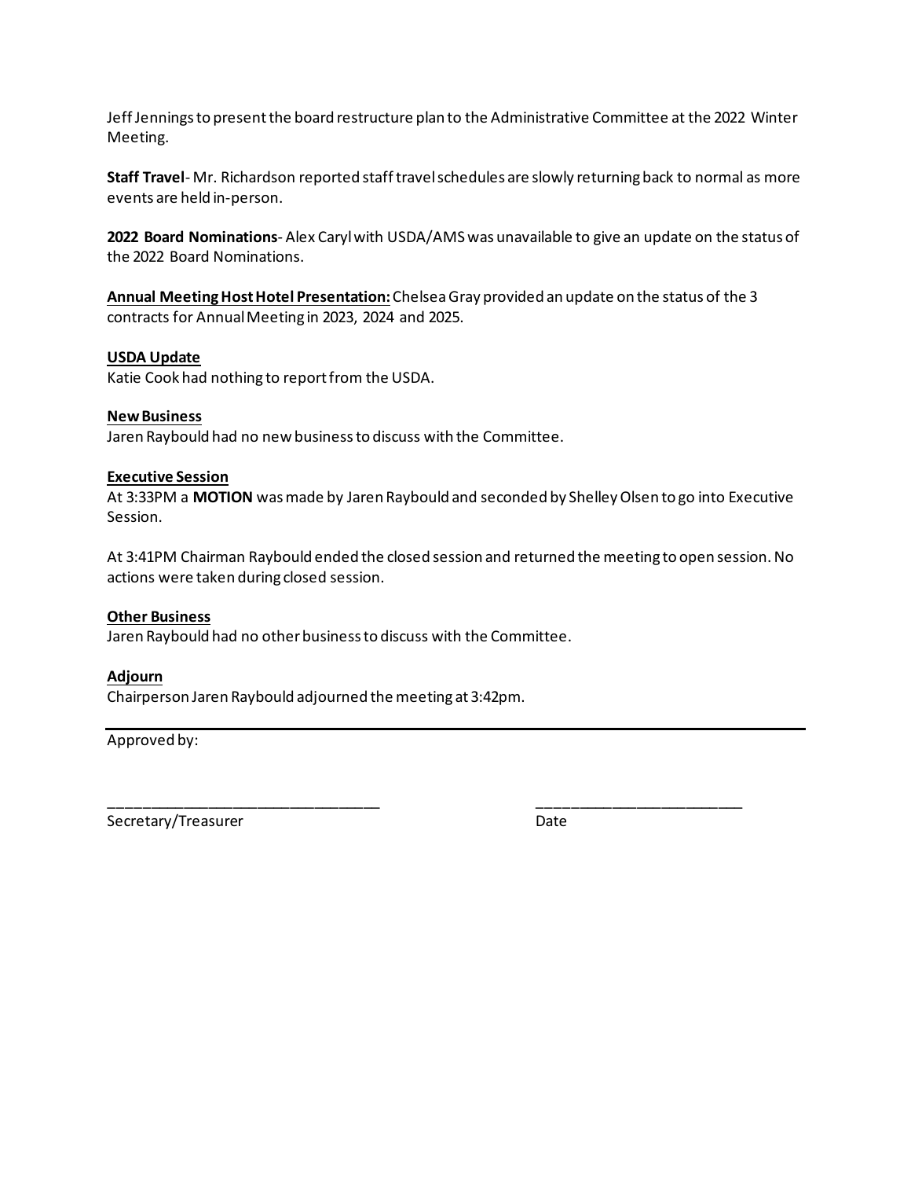Jeff Jennings to present the board restructure plan to the Administrative Committee at the 2022 Winter Meeting.

**Staff Travel**- Mr. Richardson reported staff travel schedules are slowly returning back to normal as more events are held in-person.

**2022 Board Nominations**- Alex Caryl with USDA/AMS was unavailable to give an update on the status of the 2022 Board Nominations.

**Annual Meeting Host Hotel Presentation:** Chelsea Gray provided an update on the status of the 3 contracts for Annual Meeting in 2023, 2024 and 2025.

**USDA Update**

Katie Cook had nothing to report from the USDA.

**New Business**

Jaren Raybould had no new business to discuss with the Committee.

**Executive Session**

At 3:33PM a **MOTION** was made by Jaren Raybould and seconded by Shelley Olsen to go into Executive Session.

At 3:41PM Chairman Raybould ended the closed session and returned the meeting to open session. No actions were taken during closed session.

**Other Business**

Jaren Raybould had no other business to discuss with the Committee.

**Adjourn**

Chairperson Jaren Raybould adjourned the meeting at 3:42pm.

---

Approved by:

\_\_\_\_\_\_\_\_\_\_\_\_\_\_\_\_\_\_\_\_\_\_\_\_\_\_\_\_\_\_\_\_\_ \_\_\_\_\_\_\_\_\_\_\_\_\_\_\_\_\_\_\_\_\_\_\_\_\_

Secretary/Treasurer Date